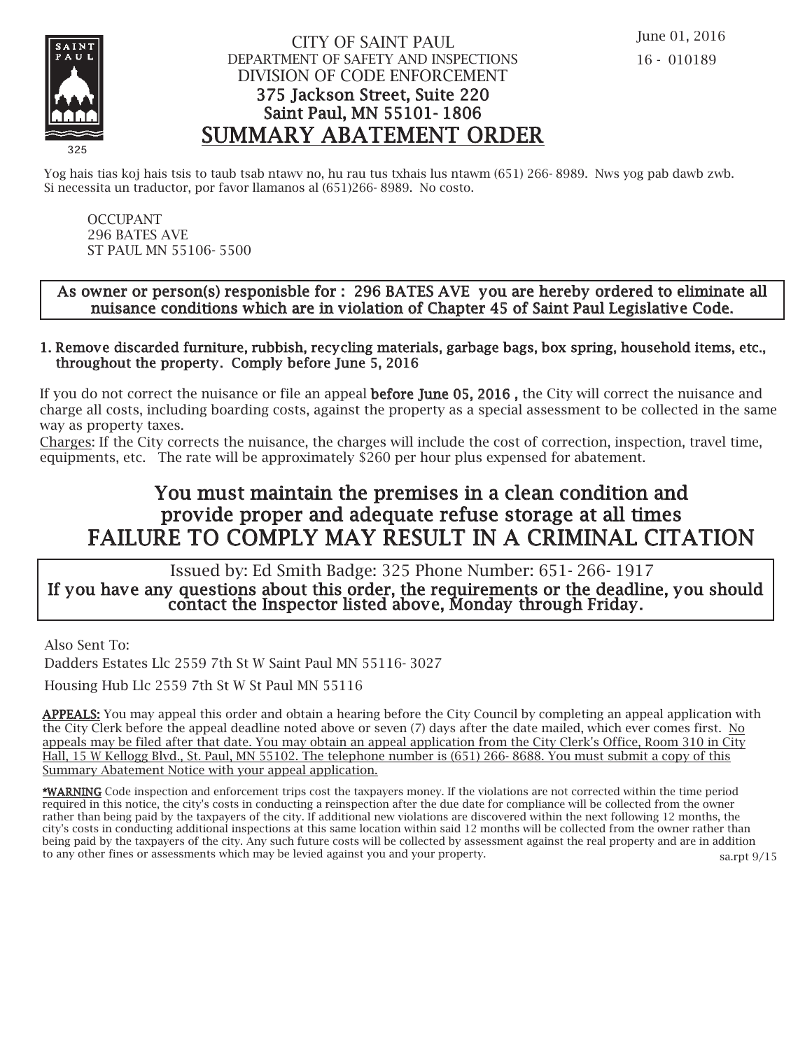325

# CITY OF SAINT PAUL

DEPARTMENT OF SAFETY AND INSPECTIONS

DIVISION OF CODE ENFORCEMENT

375 Jackson Street, Suite 220

Saint Paul, MN 55101- 1806

## SUMMARY ABATEMENT ORDER

June 01, 2016

16 - 010189

Yog hais tias koj hais tsis to taub tsab ntawv no, hu rau tus txhais lus ntawm (651) 266- 8989. Nws yog pab dawb zwb.
Si necessita un traductor, por favor llamanos al (651)266- 8989. No costo.

OCCUPANT
296 BATES AVE
ST PAUL MN 55106- 5500

**As owner or person(s) responisble for : 296 BATES AVE you are hereby ordered to eliminate all nuisance conditions which are in violation of Chapter 45 of Saint Paul Legislative Code.**

1. **Remove discarded furniture, rubbish, recycling materials, garbage bags, box spring, household items, etc., throughout the property. Comply before June 5, 2016**

If you do not correct the nuisance or file an appeal **before June 05, 2016 ,** the City will correct the nuisance and charge all costs, including boarding costs, against the property as a special assessment to be collected in the same way as property taxes.
Charges: If the City corrects the nuisance, the charges will include the cost of correction, inspection, travel time, equipments, etc. The rate will be approximately $260 per hour plus expensed for abatement.

## You must maintain the premises in a clean condition and provide proper and adequate refuse storage at all times
## FAILURE TO COMPLY MAY RESULT IN A CRIMINAL CITATION

Issued by: Ed Smith Badge: 325 Phone Number: 651- 266- 1917
**If you have any questions about this order, the requirements or the deadline, you should contact the Inspector listed above, Monday through Friday.**

Also Sent To:

Dadders Estates Llc 2559 7th St W Saint Paul MN 55116- 3027

Housing Hub Llc 2559 7th St W St Paul MN 55116

**APPEALS:** You may appeal this order and obtain a hearing before the City Council by completing an appeal application with the City Clerk before the appeal deadline noted above or seven (7) days after the date mailed, which ever comes first. No appeals may be filed after that date. You may obtain an appeal application from the City Clerk's Office, Room 310 in City Hall, 15 W Kellogg Blvd., St. Paul, MN 55102. The telephone number is (651) 266- 8688. You must submit a copy of this Summary Abatement Notice with your appeal application.

**\*WARNING** Code inspection and enforcement trips cost the taxpayers money. If the violations are not corrected within the time period required in this notice, the city's costs in conducting a reinspection after the due date for compliance will be collected from the owner rather than being paid by the taxpayers of the city. If additional new violations are discovered within the next following 12 months, the city's costs in conducting additional inspections at this same location within said 12 months will be collected from the owner rather than being paid by the taxpayers of the city. Any such future costs will be collected by assessment against the real property and are in addition to any other fines or assessments which may be levied against you and your property.

sa.rpt 9/15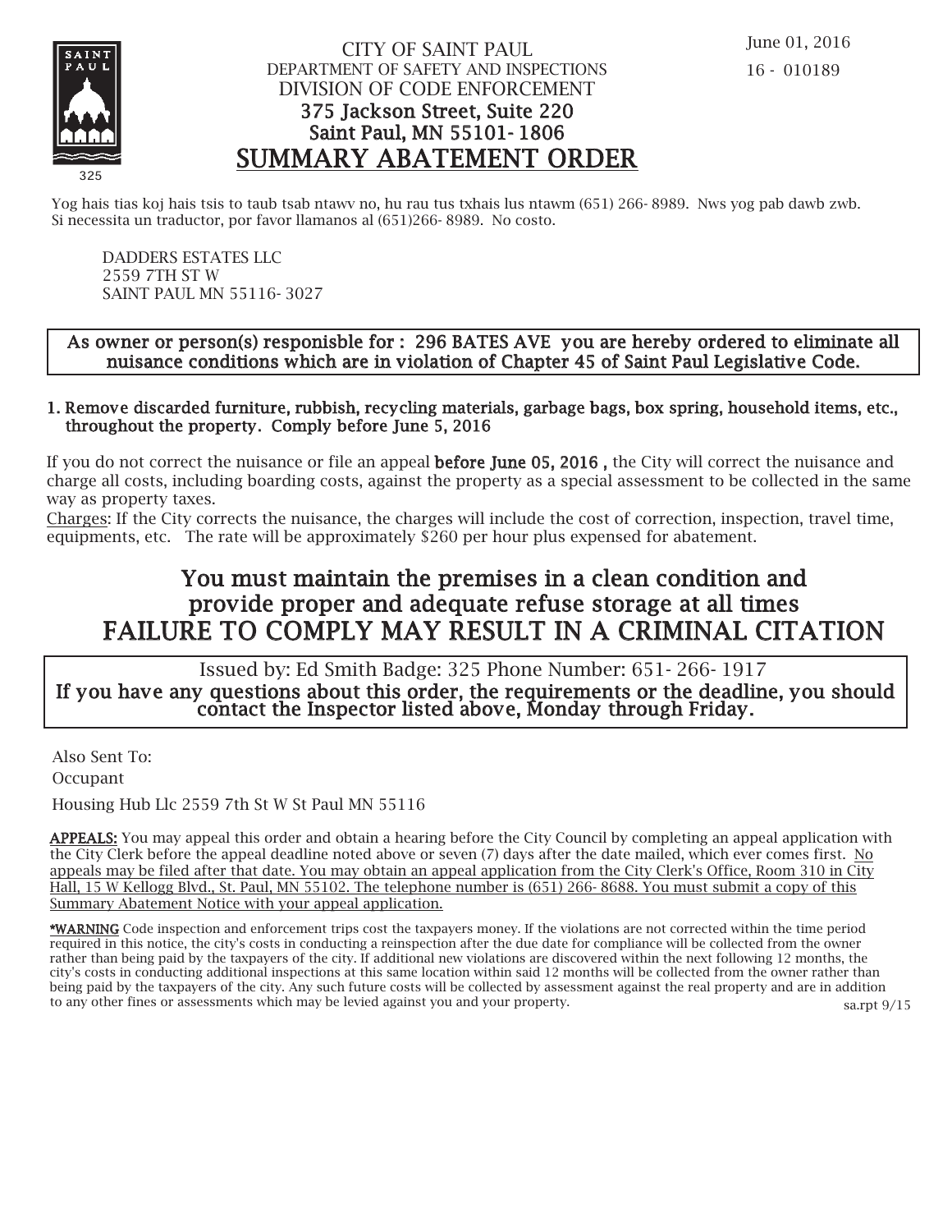CITY OF SAINT PAUL
DEPARTMENT OF SAFETY AND INSPECTIONS
DIVISION OF CODE ENFORCEMENT
375 Jackson Street, Suite 220
Saint Paul, MN 55101- 1806

# SUMMARY ABATEMENT ORDER

June 01, 2016
16 - 010189

325

Yog hais tias koj hais tsis to taub tsab ntawv no, hu rau tus txhais lus ntawm (651) 266- 8989. Nws yog pab dawb zwb.
Si necessita un traductor, por favor llamanos al (651)266- 8989. No costo.

DADDERS ESTATES LLC
2559 7TH ST W
SAINT PAUL MN 55116- 3027

**As owner or person(s) responisble for : 296 BATES AVE you are hereby ordered to eliminate all nuisance conditions which are in violation of Chapter 45 of Saint Paul Legislative Code.**

1. **Remove discarded furniture, rubbish, recycling materials, garbage bags, box spring, household items, etc., throughout the property. Comply before June 5, 2016**

If you do not correct the nuisance or file an appeal **before June 05, 2016 ,** the City will correct the nuisance and charge all costs, including boarding costs, against the property as a special assessment to be collected in the same way as property taxes.
Charges: If the City corrects the nuisance, the charges will include the cost of correction, inspection, travel time, equipments, etc. The rate will be approximately $260 per hour plus expensed for abatement.

## You must maintain the premises in a clean condition and provide proper and adequate refuse storage at all times
## FAILURE TO COMPLY MAY RESULT IN A CRIMINAL CITATION

Issued by: Ed Smith Badge: 325 Phone Number: 651- 266- 1917
**If you have any questions about this order, the requirements or the deadline, you should contact the Inspector listed above, Monday through Friday.**

Also Sent To:
Occupant
Housing Hub Llc 2559 7th St W St Paul MN 55116

**APPEALS:** You may appeal this order and obtain a hearing before the City Council by completing an appeal application with the City Clerk before the appeal deadline noted above or seven (7) days after the date mailed, which ever comes first. No appeals may be filed after that date. You may obtain an appeal application from the City Clerk's Office, Room 310 in City Hall, 15 W Kellogg Blvd., St. Paul, MN 55102. The telephone number is (651) 266- 8688. You must submit a copy of this Summary Abatement Notice with your appeal application.

**\*WARNING** Code inspection and enforcement trips cost the taxpayers money. If the violations are not corrected within the time period required in this notice, the city's costs in conducting a reinspection after the due date for compliance will be collected from the owner rather than being paid by the taxpayers of the city. If additional new violations are discovered within the next following 12 months, the city's costs in conducting additional inspections at this same location within said 12 months will be collected from the owner rather than being paid by the taxpayers of the city. Any such future costs will be collected by assessment against the real property and are in addition to any other fines or assessments which may be levied against you and your property.

sa.rpt 9/15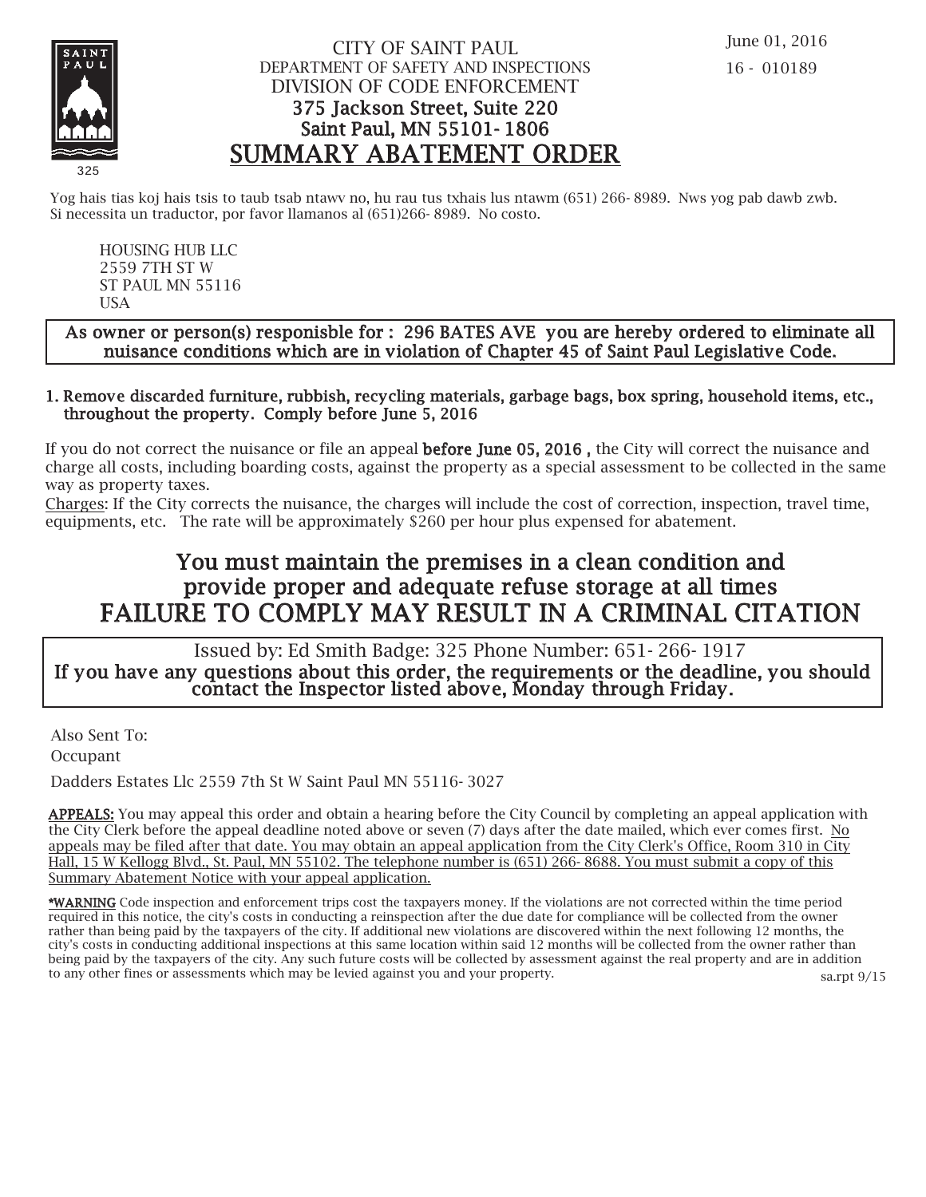June 01, 2016

16 - 010189

325

# CITY OF SAINT PAUL
DEPARTMENT OF SAFETY AND INSPECTIONS
DIVISION OF CODE ENFORCEMENT
375 Jackson Street, Suite 220
Saint Paul, MN 55101- 1806

# SUMMARY ABATEMENT ORDER

Yog hais tias koj hais tsis to taub tsab ntawv no, hu rau tus txhais lus ntawm (651) 266- 8989. Nws yog pab dawb zwb.
Si necessita un traductor, por favor llamanos al (651)266- 8989. No costo.

HOUSING HUB LLC
2559 7TH ST W
ST PAUL MN 55116
USA

**As owner or person(s) responisble for : 296 BATES AVE you are hereby ordered to eliminate all nuisance conditions which are in violation of Chapter 45 of Saint Paul Legislative Code.**

1. **Remove discarded furniture, rubbish, recycling materials, garbage bags, box spring, household items, etc., throughout the property. Comply before June 5, 2016**

If you do not correct the nuisance or file an appeal **before June 05, 2016 ,** the City will correct the nuisance and charge all costs, including boarding costs, against the property as a special assessment to be collected in the same way as property taxes.

Charges: If the City corrects the nuisance, the charges will include the cost of correction, inspection, travel time, equipments, etc. The rate will be approximately $260 per hour plus expensed for abatement.

## You must maintain the premises in a clean condition and provide proper and adequate refuse storage at all times
## FAILURE TO COMPLY MAY RESULT IN A CRIMINAL CITATION

Issued by: Ed Smith Badge: 325 Phone Number: 651- 266- 1917

**If you have any questions about this order, the requirements or the deadline, you should contact the Inspector listed above, Monday through Friday.**

Also Sent To:

Occupant

Dadders Estates Llc 2559 7th St W Saint Paul MN 55116- 3027

**APPEALS:** You may appeal this order and obtain a hearing before the City Council by completing an appeal application with the City Clerk before the appeal deadline noted above or seven (7) days after the date mailed, which ever comes first. No appeals may be filed after that date. You may obtain an appeal application from the City Clerk's Office, Room 310 in City Hall, 15 W Kellogg Blvd., St. Paul, MN 55102. The telephone number is (651) 266- 8688. You must submit a copy of this Summary Abatement Notice with your appeal application.

***WARNING** Code inspection and enforcement trips cost the taxpayers money. If the violations are not corrected within the time period required in this notice, the city's costs in conducting a reinspection after the due date for compliance will be collected from the owner rather than being paid by the taxpayers of the city. If additional new violations are discovered within the next following 12 months, the city's costs in conducting additional inspections at this same location within said 12 months will be collected from the owner rather than being paid by the taxpayers of the city. Any such future costs will be collected by assessment against the real property and are in addition to any other fines or assessments which may be levied against you and your property.

sa.rpt 9/15